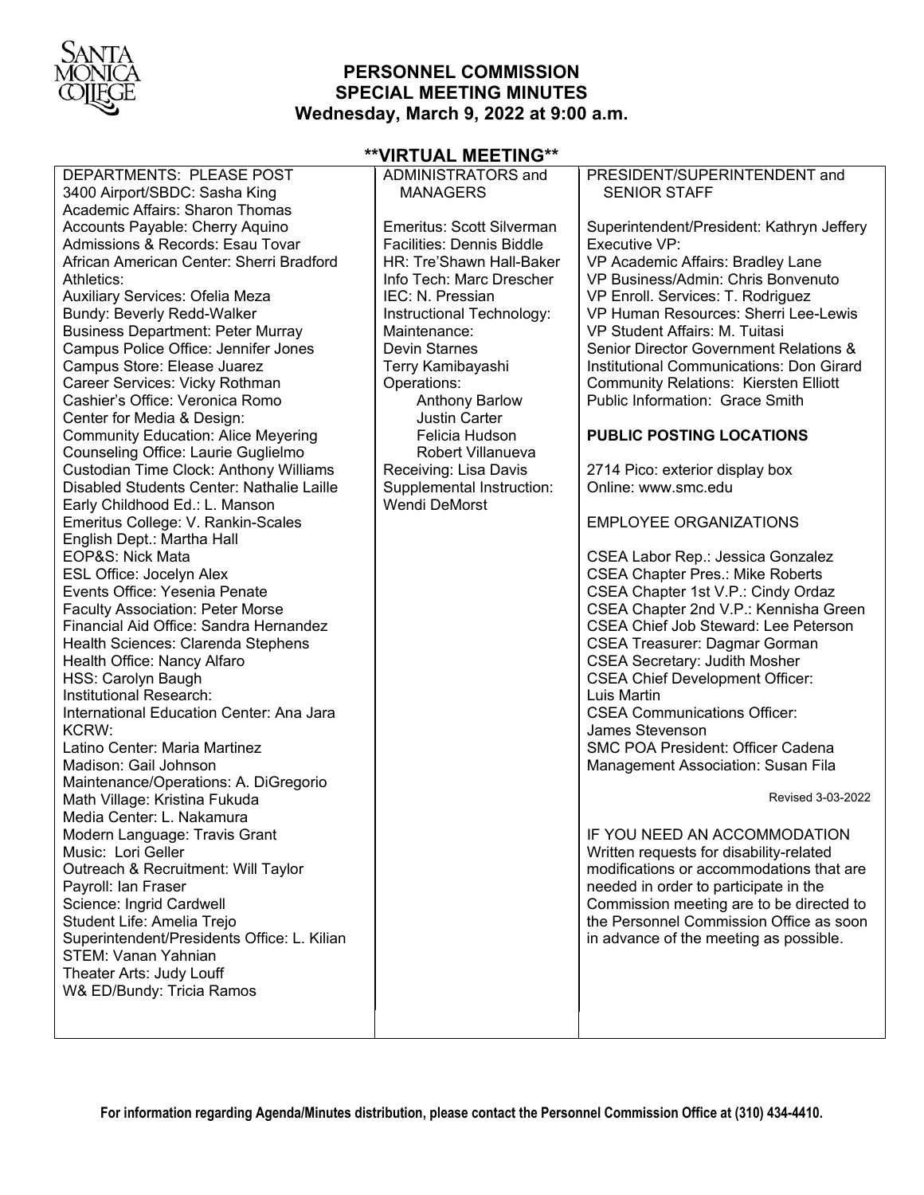# PERSONNEL COMMISSION
## SPECIAL MEETING MINUTES
### Wednesday, March 9, 2022 at 9:00 a.m.

**\*\*VIRTUAL MEETING\*\***

DEPARTMENTS: PLEASE POST

- 3400 Airport/SBDC: Sasha King
- Academic Affairs: Sharon Thomas
- Accounts Payable: Cherry Aquino
- Admissions & Records: Esau Tovar
- African American Center: Sherri Bradford
- Athletics:
- Auxiliary Services: Ofelia Meza
- Bundy: Beverly Redd-Walker
- Business Department: Peter Murray
- Campus Police Office: Jennifer Jones
- Campus Store: Elease Juarez
- Career Services: Vicky Rothman
- Cashier's Office: Veronica Romo
- Center for Media & Design:
- Community Education: Alice Meyering
- Counseling Office: Laurie Guglielmo
- Custodian Time Clock: Anthony Williams
- Disabled Students Center: Nathalie Laille
- Early Childhood Ed.: L. Manson
- Emeritus College: V. Rankin-Scales
- English Dept.: Martha Hall
- EOP&S: Nick Mata
- ESL Office: Jocelyn Alex
- Events Office: Yesenia Penate
- Faculty Association: Peter Morse
- Financial Aid Office: Sandra Hernandez
- Health Sciences: Clarenda Stephens
- Health Office: Nancy Alfaro
- HSS: Carolyn Baugh
- Institutional Research:
- International Education Center: Ana Jara
- KCRW:
- Latino Center: Maria Martinez
- Madison: Gail Johnson
- Maintenance/Operations: A. DiGregorio
- Math Village: Kristina Fukuda
- Media Center: L. Nakamura
- Modern Language: Travis Grant
- Music: Lori Geller
- Outreach & Recruitment: Will Taylor
- Payroll: Ian Fraser
- Science: Ingrid Cardwell
- Student Life: Amelia Trejo
- Superintendent/Presidents Office: L. Kilian
- STEM: Vanan Yahnian
- Theater Arts: Judy Louff
- W& ED/Bundy: Tricia Ramos

ADMINISTRATORS and MANAGERS

- Emeritus: Scott Silverman
- Facilities: Dennis Biddle
- HR: Tre'Shawn Hall-Baker
- Info Tech: Marc Drescher
- IEC: N. Pressian
- Instructional Technology:
- Maintenance:
  - Devin Starnes
  - Terry Kamibayashi
- Operations:
  - Anthony Barlow
  - Justin Carter
  - Felicia Hudson
  - Robert Villanueva
- Receiving: Lisa Davis
- Supplemental Instruction: Wendi DeMorst

PRESIDENT/SUPERINTENDENT and SENIOR STAFF

- Superintendent/President: Kathryn Jeffery
- Executive VP:
- VP Academic Affairs: Bradley Lane
- VP Business/Admin: Chris Bonvenuto
- VP Enroll. Services: T. Rodriguez
- VP Human Resources: Sherri Lee-Lewis
- VP Student Affairs: M. Tuitasi
- Senior Director Government Relations & Institutional Communications: Don Girard
- Community Relations: Kiersten Elliott
- Public Information: Grace Smith

**PUBLIC POSTING LOCATIONS**

- 2714 Pico: exterior display box
- Online: www.smc.edu

EMPLOYEE ORGANIZATIONS

- CSEA Labor Rep.: Jessica Gonzalez
- CSEA Chapter Pres.: Mike Roberts
- CSEA Chapter 1st V.P.: Cindy Ordaz
- CSEA Chapter 2nd V.P.: Kennisha Green
- CSEA Chief Job Steward: Lee Peterson
- CSEA Treasurer: Dagmar Gorman
- CSEA Secretary: Judith Mosher
- CSEA Chief Development Officer: Luis Martin
- CSEA Communications Officer: James Stevenson
- SMC POA President: Officer Cadena
- Management Association: Susan Fila

Revised 3-03-2022

IF YOU NEED AN ACCOMMODATION

Written requests for disability-related modifications or accommodations that are needed in order to participate in the Commission meeting are to be directed to the Personnel Commission Office as soon in advance of the meeting as possible.

**For information regarding Agenda/Minutes distribution, please contact the Personnel Commission Office at (310) 434-4410.**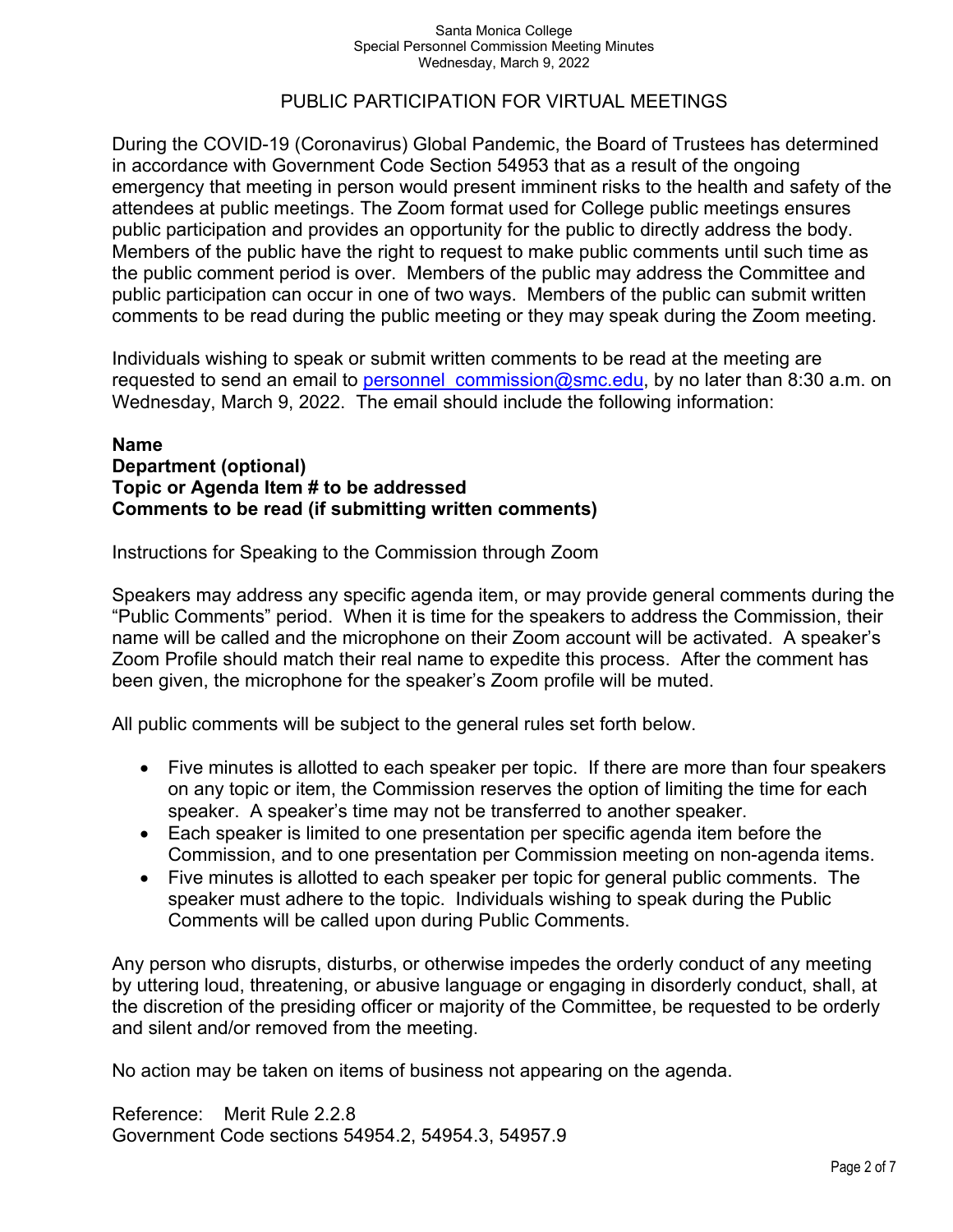## PUBLIC PARTICIPATION FOR VIRTUAL MEETINGS

During the COVID-19 (Coronavirus) Global Pandemic, the Board of Trustees has determined in accordance with Government Code Section 54953 that as a result of the ongoing emergency that meeting in person would present imminent risks to the health and safety of the attendees at public meetings. The Zoom format used for College public meetings ensures public participation and provides an opportunity for the public to directly address the body. Members of the public have the right to request to make public comments until such time as the public comment period is over. Members of the public may address the Committee and public participation can occur in one of two ways. Members of the public can submit written comments to be read during the public meeting or they may speak during the Zoom meeting.

Individuals wishing to speak or submit written comments to be read at the meeting are requested to send an email to personnel_commission@smc.edu, by no later than 8:30 a.m. on Wednesday, March 9, 2022. The email should include the following information:

**Name**
**Department (optional)**
**Topic or Agenda Item # to be addressed**
**Comments to be read (if submitting written comments)**

Instructions for Speaking to the Commission through Zoom

Speakers may address any specific agenda item, or may provide general comments during the "Public Comments" period. When it is time for the speakers to address the Commission, their name will be called and the microphone on their Zoom account will be activated. A speaker's Zoom Profile should match their real name to expedite this process. After the comment has been given, the microphone for the speaker's Zoom profile will be muted.

All public comments will be subject to the general rules set forth below.

- Five minutes is allotted to each speaker per topic. If there are more than four speakers on any topic or item, the Commission reserves the option of limiting the time for each speaker. A speaker's time may not be transferred to another speaker.
- Each speaker is limited to one presentation per specific agenda item before the Commission, and to one presentation per Commission meeting on non-agenda items.
- Five minutes is allotted to each speaker per topic for general public comments. The speaker must adhere to the topic. Individuals wishing to speak during the Public Comments will be called upon during Public Comments.

Any person who disrupts, disturbs, or otherwise impedes the orderly conduct of any meeting by uttering loud, threatening, or abusive language or engaging in disorderly conduct, shall, at the discretion of the presiding officer or majority of the Committee, be requested to be orderly and silent and/or removed from the meeting.

No action may be taken on items of business not appearing on the agenda.

Reference: Merit Rule 2.2.8
Government Code sections 54954.2, 54954.3, 54957.9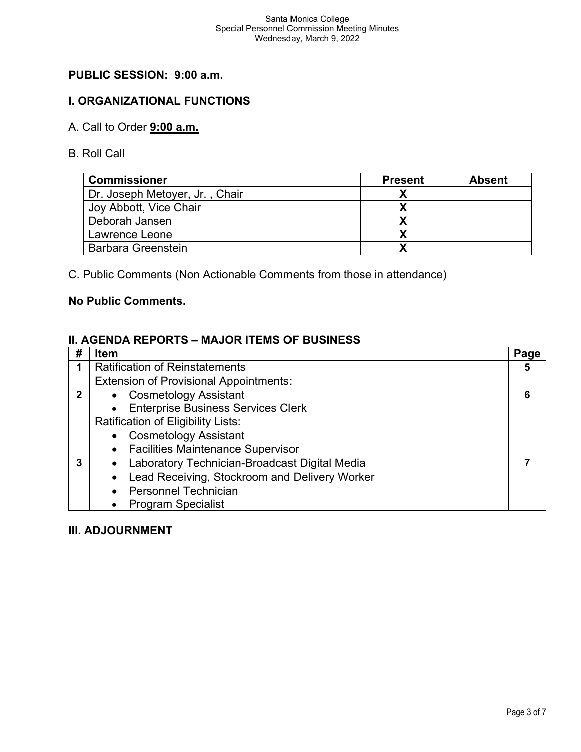## PUBLIC SESSION: 9:00 a.m.

## I. ORGANIZATIONAL FUNCTIONS

A. Call to Order **9:00 a.m.**

B. Roll Call

| Commissioner | Present | Absent |
|---|---|---|
| Dr. Joseph Metoyer, Jr. , Chair | X | |
| Joy Abbott, Vice Chair | X | |
| Deborah Jansen | X | |
| Lawrence Leone | X | |
| Barbara Greenstein | X | |

C. Public Comments (Non Actionable Comments from those in attendance)

**No Public Comments.**

## II. AGENDA REPORTS – MAJOR ITEMS OF BUSINESS

| # | Item | Page |
|---|---|---|
| 1 | Ratification of Reinstatements | 5 |
| 2 | Extension of Provisional Appointments:<br>• Cosmetology Assistant<br>• Enterprise Business Services Clerk | 6 |
| 3 | Ratification of Eligibility Lists:<br>• Cosmetology Assistant<br>• Facilities Maintenance Supervisor<br>• Laboratory Technician-Broadcast Digital Media<br>• Lead Receiving, Stockroom and Delivery Worker<br>• Personnel Technician<br>• Program Specialist | 7 |

## III. ADJOURNMENT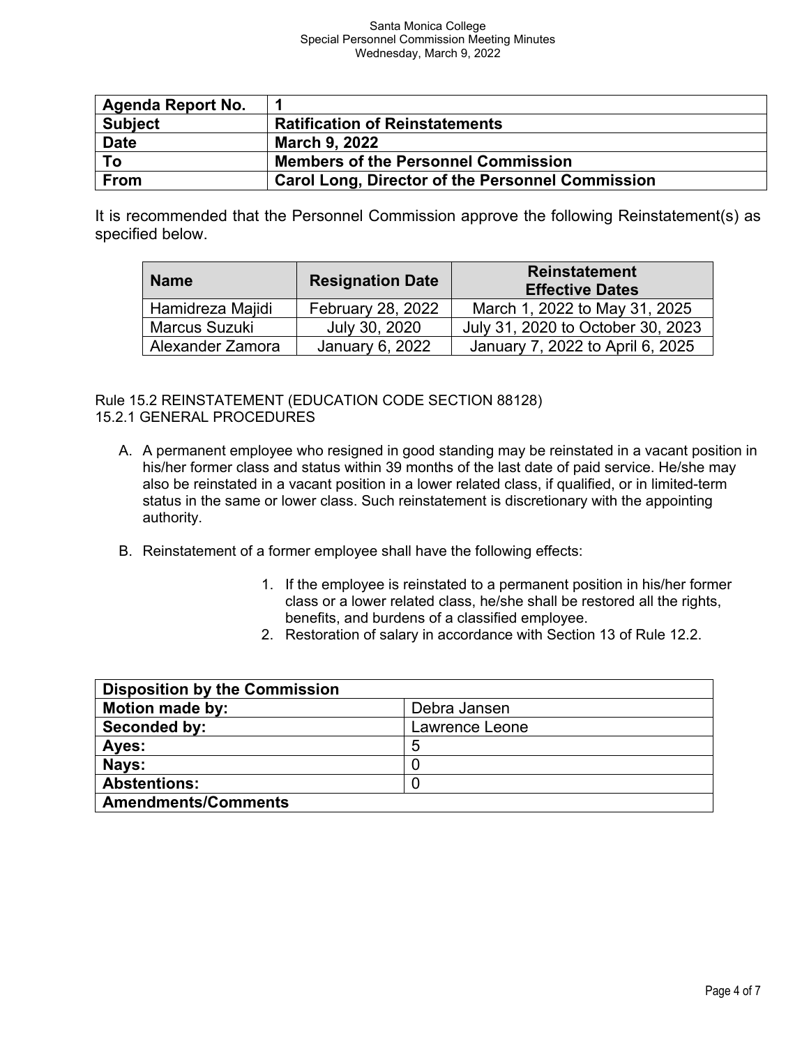| Agenda Report No. | 1 |
| --- | --- |
| Subject | Ratification of Reinstatements |
| Date | March 9, 2022 |
| To | Members of the Personnel Commission |
| From | Carol Long, Director of the Personnel Commission |

It is recommended that the Personnel Commission approve the following Reinstatement(s) as specified below.

| Name | Resignation Date | Reinstatement Effective Dates |
| --- | --- | --- |
| Hamidreza Majidi | February 28, 2022 | March 1, 2022 to May 31, 2025 |
| Marcus Suzuki | July 30, 2020 | July 31, 2020 to October 30, 2023 |
| Alexander Zamora | January 6, 2022 | January 7, 2022 to April 6, 2025 |

Rule 15.2 REINSTATEMENT (EDUCATION CODE SECTION 88128)
15.2.1 GENERAL PROCEDURES

A. A permanent employee who resigned in good standing may be reinstated in a vacant position in his/her former class and status within 39 months of the last date of paid service. He/she may also be reinstated in a vacant position in a lower related class, if qualified, or in limited-term status in the same or lower class. Such reinstatement is discretionary with the appointing authority.

B. Reinstatement of a former employee shall have the following effects:

   1. If the employee is reinstated to a permanent position in his/her former class or a lower related class, he/she shall be restored all the rights, benefits, and burdens of a classified employee.
   2. Restoration of salary in accordance with Section 13 of Rule 12.2.

| Disposition by the Commission | |
| --- | --- |
| Motion made by: | Debra Jansen |
| Seconded by: | Lawrence Leone |
| Ayes: | 5 |
| Nays: | 0 |
| Abstentions: | 0 |
| Amendments/Comments | |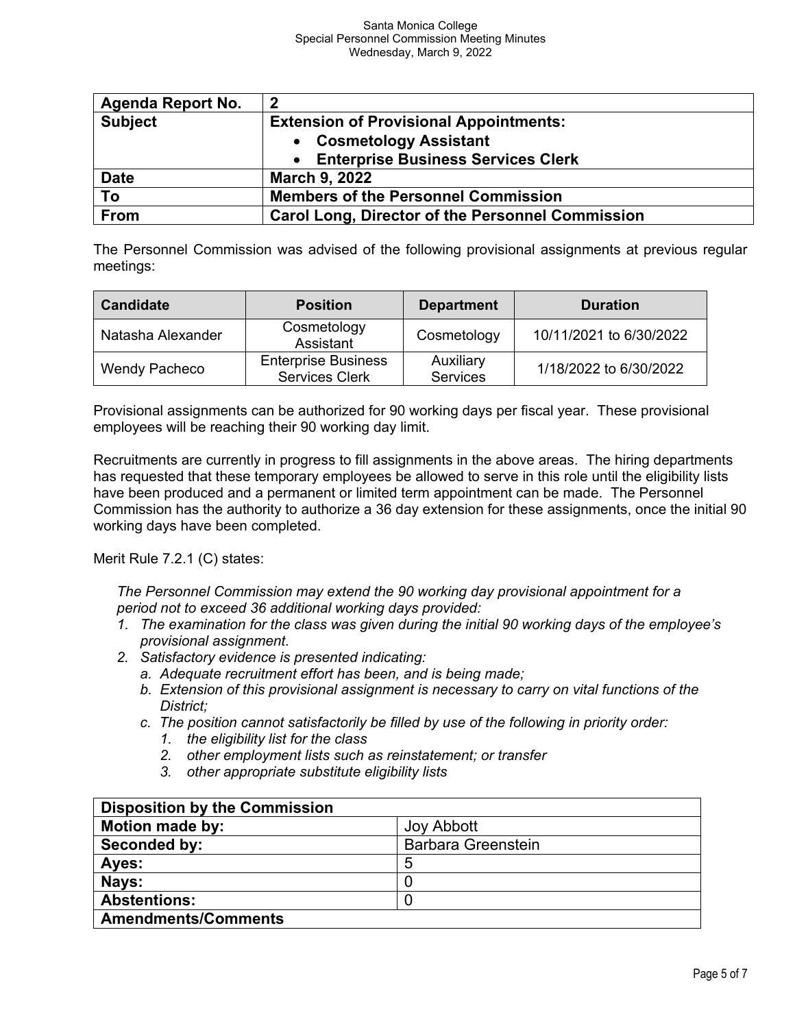| Agenda Report No. | 2 |
|---|---|
| Subject | **Extension of Provisional Appointments:**<br>• Cosmetology Assistant<br>• Enterprise Business Services Clerk |
| Date | March 9, 2022 |
| To | Members of the Personnel Commission |
| From | Carol Long, Director of the Personnel Commission |

The Personnel Commission was advised of the following provisional assignments at previous regular meetings:

| Candidate | Position | Department | Duration |
|---|---|---|---|
| Natasha Alexander | Cosmetology Assistant | Cosmetology | 10/11/2021 to 6/30/2022 |
| Wendy Pacheco | Enterprise Business Services Clerk | Auxiliary Services | 1/18/2022 to 6/30/2022 |

Provisional assignments can be authorized for 90 working days per fiscal year. These provisional employees will be reaching their 90 working day limit.

Recruitments are currently in progress to fill assignments in the above areas. The hiring departments has requested that these temporary employees be allowed to serve in this role until the eligibility lists have been produced and a permanent or limited term appointment can be made. The Personnel Commission has the authority to authorize a 36 day extension for these assignments, once the initial 90 working days have been completed.

Merit Rule 7.2.1 (C) states:

*The Personnel Commission may extend the 90 working day provisional appointment for a period not to exceed 36 additional working days provided:*

1. *The examination for the class was given during the initial 90 working days of the employee's provisional assignment.*
2. *Satisfactory evidence is presented indicating:*
   a. *Adequate recruitment effort has been, and is being made;*
   b. *Extension of this provisional assignment is necessary to carry on vital functions of the District;*
   c. *The position cannot satisfactorily be filled by use of the following in priority order:*
      1. *the eligibility list for the class*
      2. *other employment lists such as reinstatement; or transfer*
      3. *other appropriate substitute eligibility lists*

| Disposition by the Commission | |
|---|---|
| Motion made by: | Joy Abbott |
| Seconded by: | Barbara Greenstein |
| Ayes: | 5 |
| Nays: | 0 |
| Abstentions: | 0 |
| Amendments/Comments | |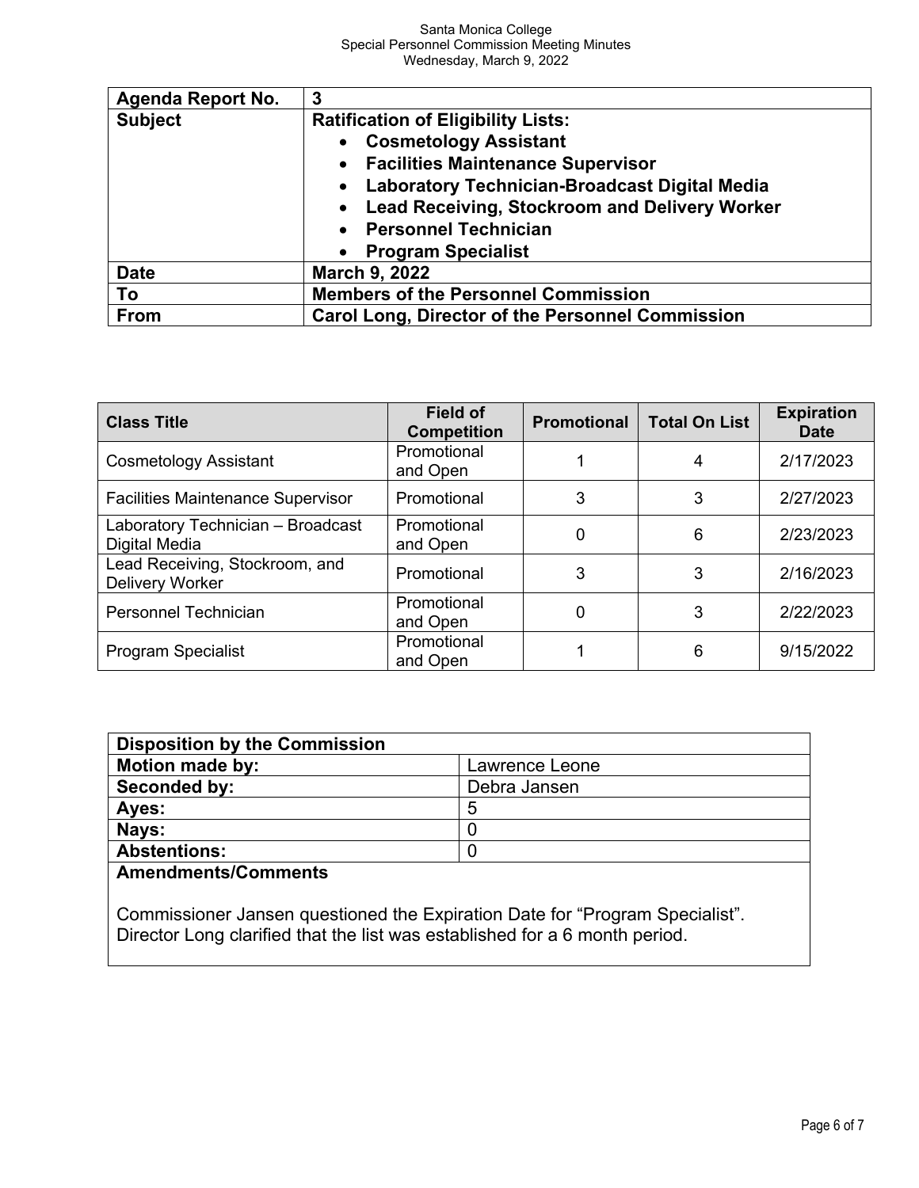| Agenda Report No. | 3 |
|---|---|
| Subject | **Ratification of Eligibility Lists:**<br>• Cosmetology Assistant<br>• Facilities Maintenance Supervisor<br>• Laboratory Technician-Broadcast Digital Media<br>• Lead Receiving, Stockroom and Delivery Worker<br>• Personnel Technician<br>• Program Specialist |
| Date | March 9, 2022 |
| To | Members of the Personnel Commission |
| From | Carol Long, Director of the Personnel Commission |

| Class Title | Field of Competition | Promotional | Total On List | Expiration Date |
|---|---|---|---|---|
| Cosmetology Assistant | Promotional and Open | 1 | 4 | 2/17/2023 |
| Facilities Maintenance Supervisor | Promotional | 3 | 3 | 2/27/2023 |
| Laboratory Technician – Broadcast Digital Media | Promotional and Open | 0 | 6 | 2/23/2023 |
| Lead Receiving, Stockroom, and Delivery Worker | Promotional | 3 | 3 | 2/16/2023 |
| Personnel Technician | Promotional and Open | 0 | 3 | 2/22/2023 |
| Program Specialist | Promotional and Open | 1 | 6 | 9/15/2022 |

| Disposition by the Commission | |
|---|---|
| Motion made by: | Lawrence Leone |
| Seconded by: | Debra Jansen |
| Ayes: | 5 |
| Nays: | 0 |
| Abstentions: | 0 |

**Amendments/Comments**

Commissioner Jansen questioned the Expiration Date for "Program Specialist". Director Long clarified that the list was established for a 6 month period.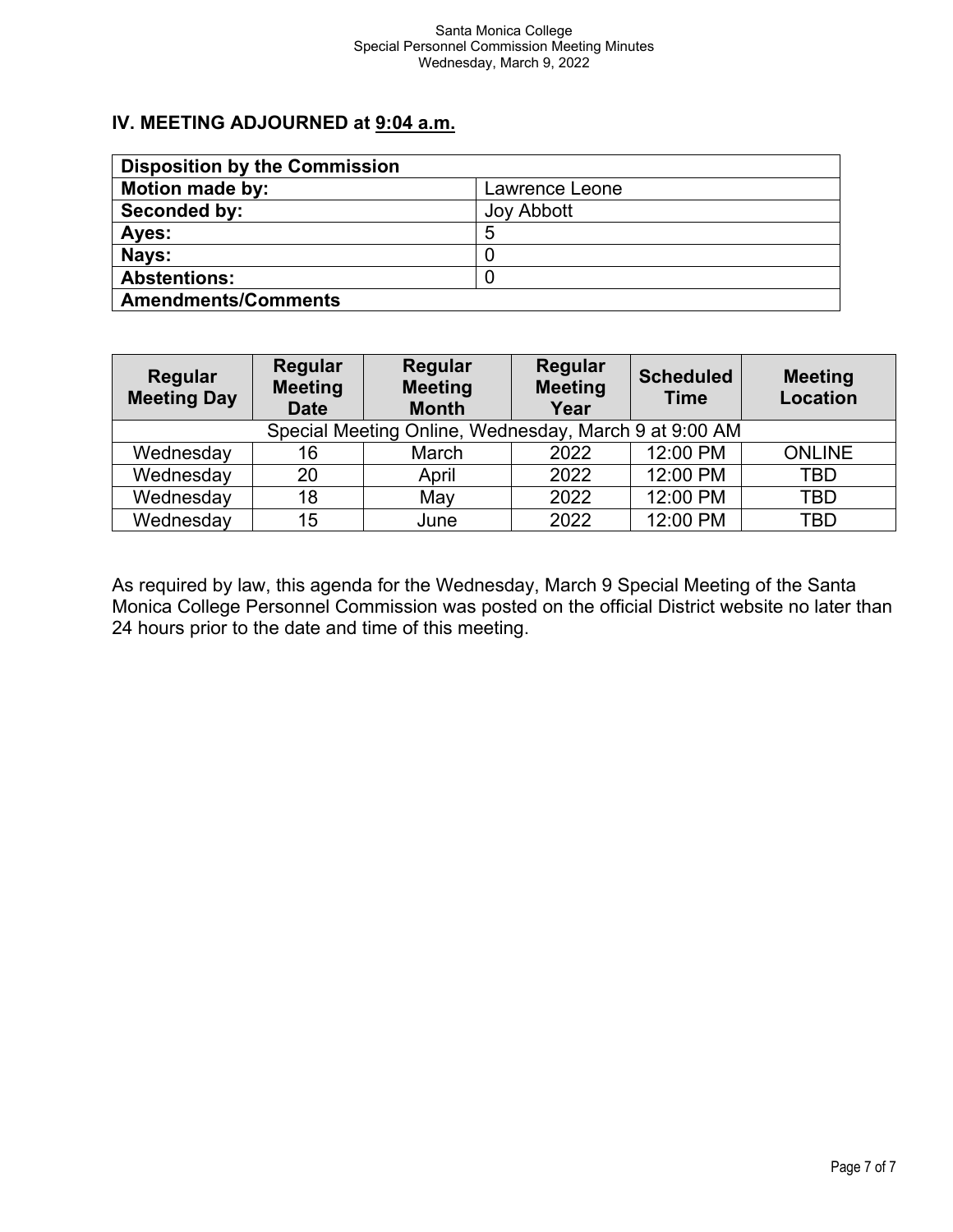## IV. MEETING ADJOURNED at 9:04 a.m.

| Disposition by the Commission | |
|---|---|
| **Motion made by:** | Lawrence Leone |
| **Seconded by:** | Joy Abbott |
| **Ayes:** | 5 |
| **Nays:** | 0 |
| **Abstentions:** | 0 |
| **Amendments/Comments** | |

| Regular Meeting Day | Regular Meeting Date | Regular Meeting Month | Regular Meeting Year | Scheduled Time | Meeting Location |
|---|---|---|---|---|---|
| Special Meeting Online, Wednesday, March 9 at 9:00 AM | | | | | |
| Wednesday | 16 | March | 2022 | 12:00 PM | ONLINE |
| Wednesday | 20 | April | 2022 | 12:00 PM | TBD |
| Wednesday | 18 | May | 2022 | 12:00 PM | TBD |
| Wednesday | 15 | June | 2022 | 12:00 PM | TBD |

As required by law, this agenda for the Wednesday, March 9 Special Meeting of the Santa Monica College Personnel Commission was posted on the official District website no later than 24 hours prior to the date and time of this meeting.